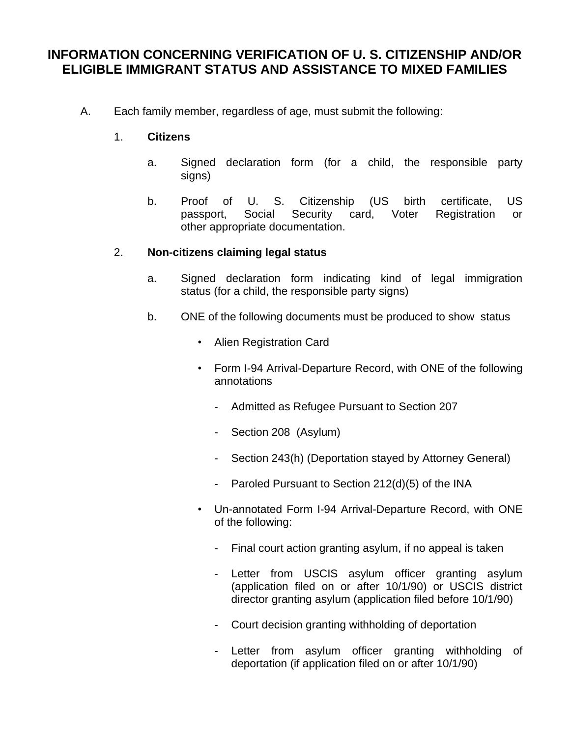# INFORMATION CONCERNING VERIFICATION OF U. S. CITIZENSHIP AND/OR ELIGIBLE IMMIGRANT STATUS AND ASSISTANCE TO MIXED FAMILIES

A. Each family member, regardless of age, must submit the following:

1. **Citizens**

   a. Signed declaration form (for a child, the responsible party signs)

   b. Proof of U. S. Citizenship (US birth certificate, US passport, Social Security card, Voter Registration or other appropriate documentation.

2. **Non-citizens claiming legal status**

   a. Signed declaration form indicating kind of legal immigration status (for a child, the responsible party signs)

   b. ONE of the following documents must be produced to show status

      - Alien Registration Card
      - Form I-94 Arrival-Departure Record, with ONE of the following annotations
        - Admitted as Refugee Pursuant to Section 207
        - Section 208 (Asylum)
        - Section 243(h) (Deportation stayed by Attorney General)
        - Paroled Pursuant to Section 212(d)(5) of the INA
      - Un-annotated Form I-94 Arrival-Departure Record, with ONE of the following:
        - Final court action granting asylum, if no appeal is taken
        - Letter from USCIS asylum officer granting asylum (application filed on or after 10/1/90) or USCIS district director granting asylum (application filed before 10/1/90)
        - Court decision granting withholding of deportation
        - Letter from asylum officer granting withholding of deportation (if application filed on or after 10/1/90)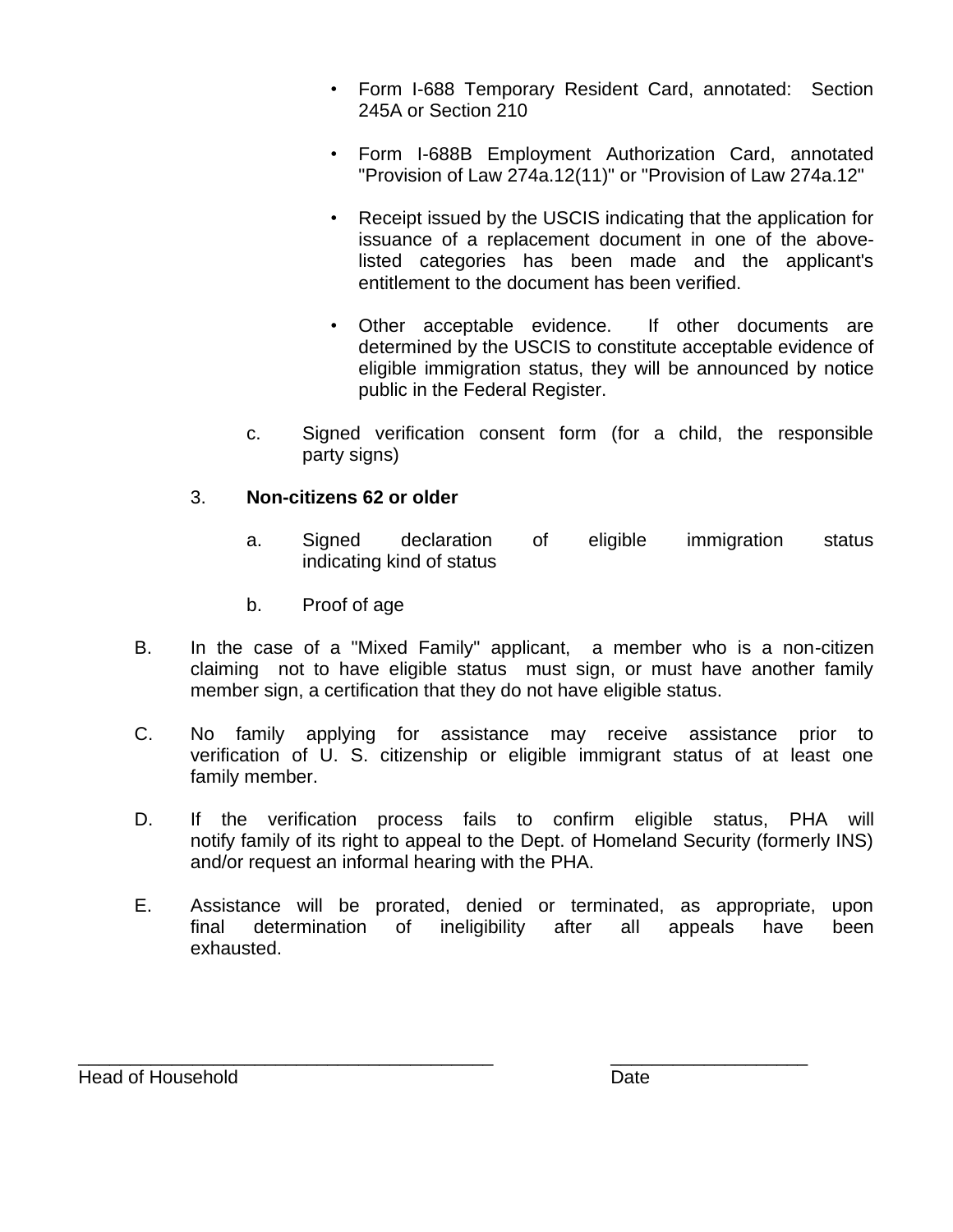- Form I-688 Temporary Resident Card, annotated: Section 245A or Section 210
- Form I-688B Employment Authorization Card, annotated "Provision of Law 274a.12(11)" or "Provision of Law 274a.12"
- Receipt issued by the USCIS indicating that the application for issuance of a replacement document in one of the above-listed categories has been made and the applicant's entitlement to the document has been verified.
- Other acceptable evidence. If other documents are determined by the USCIS to constitute acceptable evidence of eligible immigration status, they will be announced by notice public in the Federal Register.

c. Signed verification consent form (for a child, the responsible party signs)

3. **Non-citizens 62 or older**

a. Signed declaration of eligible immigration status indicating kind of status

b. Proof of age

B. In the case of a "Mixed Family" applicant, a member who is a non-citizen claiming not to have eligible status must sign, or must have another family member sign, a certification that they do not have eligible status.

C. No family applying for assistance may receive assistance prior to verification of U. S. citizenship or eligible immigrant status of at least one family member.

D. If the verification process fails to confirm eligible status, PHA will notify family of its right to appeal to the Dept. of Homeland Security (formerly INS) and/or request an informal hearing with the PHA.

E. Assistance will be prorated, denied or terminated, as appropriate, upon final determination of ineligibility after all appeals have been exhausted.

\_\_\_\_\_\_\_\_\_\_\_\_\_\_\_\_\_\_\_\_\_\_\_\_\_\_\_\_\_\_\_\_\_\_\_\_\_\_\_\_ \_\_\_\_\_\_\_\_\_\_\_\_\_\_\_\_\_\_\_\_

Head of Household Date